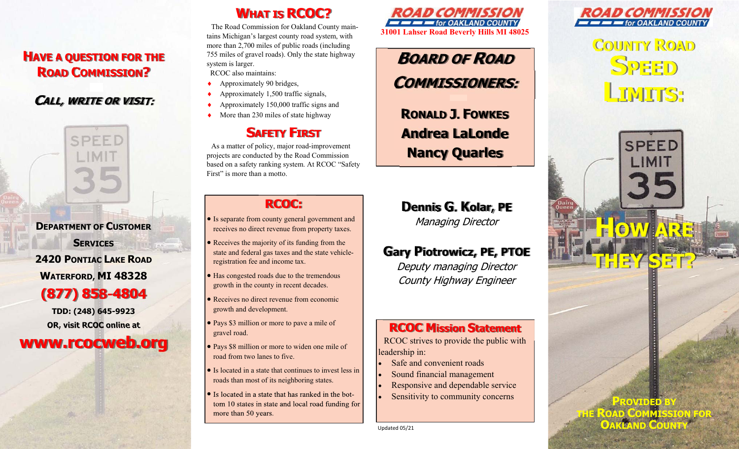## Have a question for the Road Commission?

### Call, write or visit:

**Department of Customer Services**
**2420 Pontiac Lake Road**
**Waterford, MI 48328**
**(877) 858-4804**
**TDD: (248) 645-9923**
**OR, visit RCOC online at**
**www.rcocweb.org**

## What is RCOC?

The Road Commission for Oakland County maintains Michigan's largest county road system, with more than 2,700 miles of public roads (including 755 miles of gravel roads). Only the state highway system is larger.

RCOC also maintains:

- Approximately 90 bridges,
- Approximately 1,500 traffic signals,
- Approximately 150,000 traffic signs and
- More than 230 miles of state highway

## Safety First

As a matter of policy, major road-improvement projects are conducted by the Road Commission based on a safety ranking system. At RCOC "Safety First" is more than a motto.

## RCOC:

- Is separate from county general government and receives no direct revenue from property taxes.
- Receives the majority of its funding from the state and federal gas taxes and the state vehicle-registration fee and income tax.
- Has congested roads due to the tremendous growth in the county in recent decades.
- Receives no direct revenue from economic growth and development.
- Pays $3 million or more to pave a mile of gravel road.
- Pays $8 million or more to widen one mile of road from two lanes to five.
- Is located in a state that continues to invest less in roads than most of its neighboring states.
- Is located in a state that has ranked in the bottom 10 states in state and local road funding for more than 50 years.

**Road Commission for Oakland County**
**31001 Lahser Road Beverly Hills MI 48025**

## Board of Road Commissioners:

**Ronald J. Fowkes**
**Andrea LaLonde**
**Nancy Quarles**

**Dennis G. Kolar, PE**
*Managing Director*

**Gary Piotrowicz, PE, PTOE**
*Deputy managing Director*
*County Highway Engineer*

## RCOC Mission Statement

RCOC strives to provide the public with leadership in:

- Safe and convenient roads
- Sound financial management
- Responsive and dependable service
- Sensitivity to community concerns

Updated 05/21

**Road Commission for Oakland County**

# County Road Speed Limits:

# How are they set?

**Provided by the Road Commission for Oakland County**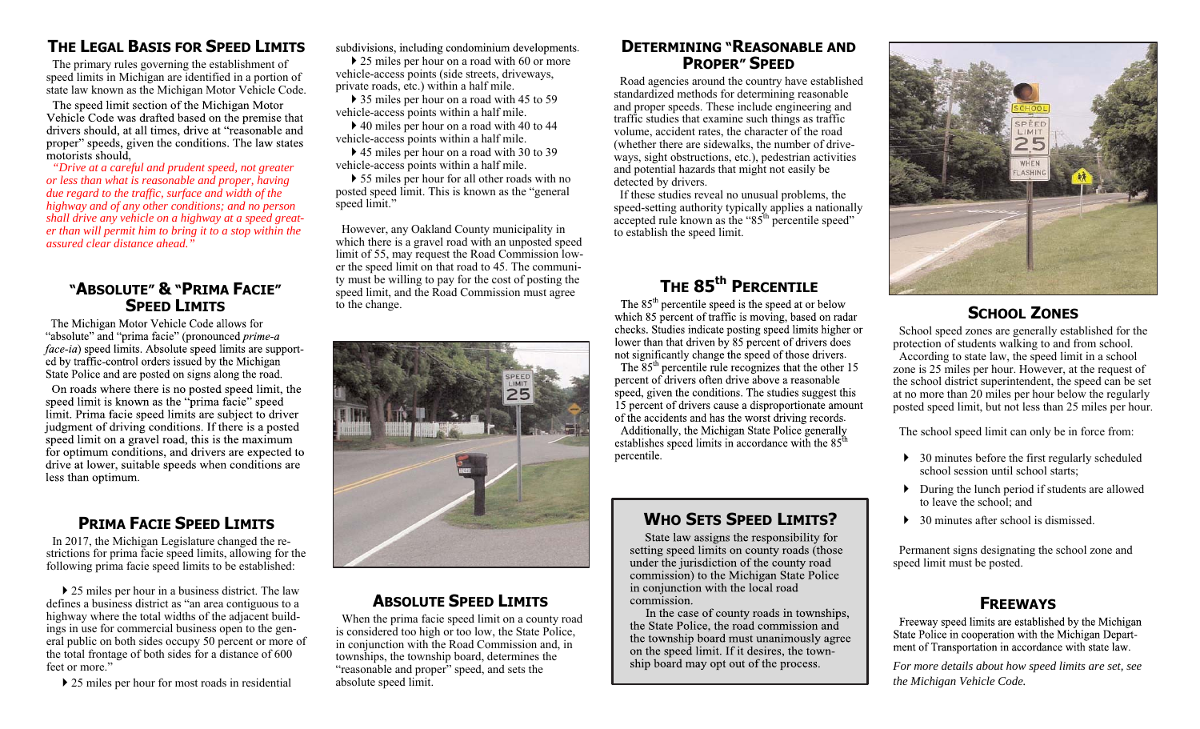## The Legal Basis for Speed Limits

The primary rules governing the establishment of speed limits in Michigan are identified in a portion of state law known as the Michigan Motor Vehicle Code.

The speed limit section of the Michigan Motor Vehicle Code was drafted based on the premise that drivers should, at all times, drive at "reasonable and proper" speeds, given the conditions. The law states motorists should,

*"Drive at a careful and prudent speed, not greater or less than what is reasonable and proper, having due regard to the traffic, surface and width of the highway and of any other conditions; and no person shall drive any vehicle on a highway at a speed greater than will permit him to bring it to a stop within the assured clear distance ahead."*

## "Absolute" & "Prima Facie" Speed Limits

The Michigan Motor Vehicle Code allows for "absolute" and "prima facie" (pronounced *prime-a face-ia*) speed limits. Absolute speed limits are supported by traffic-control orders issued by the Michigan State Police and are posted on signs along the road.

On roads where there is no posted speed limit, the speed limit is known as the "prima facie" speed limit. Prima facie speed limits are subject to driver judgment of driving conditions. If there is a posted speed limit on a gravel road, this is the maximum for optimum conditions, and drivers are expected to drive at lower, suitable speeds when conditions are less than optimum.

## Prima Facie Speed Limits

In 2017, the Michigan Legislature changed the restrictions for prima facie speed limits, allowing for the following prima facie speed limits to be established:

- 25 miles per hour in a business district. The law defines a business district as "an area contiguous to a highway where the total widths of the adjacent buildings in use for commercial business open to the general public on both sides occupy 50 percent or more of the total frontage of both sides for a distance of 600 feet or more."
- 25 miles per hour for most roads in residential subdivisions, including condominium developments.
- 25 miles per hour on a road with 60 or more vehicle-access points (side streets, driveways, private roads, etc.) within a half mile.
- 35 miles per hour on a road with 45 to 59 vehicle-access points within a half mile.
- 40 miles per hour on a road with 40 to 44 vehicle-access points within a half mile.
- 45 miles per hour on a road with 30 to 39 vehicle-access points within a half mile.
- 55 miles per hour for all other roads with no posted speed limit. This is known as the "general speed limit."

However, any Oakland County municipality in which there is a gravel road with an unposted speed limit of 55, may request the Road Commission lower the speed limit on that road to 45. The community must be willing to pay for the cost of posting the speed limit, and the Road Commission must agree to the change.

## Absolute Speed Limits

When the prima facie speed limit on a county road is considered too high or too low, the State Police, in conjunction with the Road Commission and, in townships, the township board, determines the "reasonable and proper" speed, and sets the absolute speed limit.

## Determining "Reasonable and Proper" Speed

Road agencies around the country have established standardized methods for determining reasonable and proper speeds. These include engineering and traffic studies that examine such things as traffic volume, accident rates, the character of the road (whether there are sidewalks, the number of driveways, sight obstructions, etc.), pedestrian activities and potential hazards that might not easily be detected by drivers.

If these studies reveal no unusual problems, the speed-setting authority typically applies a nationally accepted rule known as the "$85^{th}$ percentile speed" to establish the speed limit.

## The $85^{th}$ Percentile

The $85^{th}$ percentile speed is the speed at or below which 85 percent of traffic is moving, based on radar checks. Studies indicate posting speed limits higher or lower than that driven by 85 percent of drivers does not significantly change the speed of those drivers.

The $85^{th}$ percentile rule recognizes that the other 15 percent of drivers often drive above a reasonable speed, given the conditions. The studies suggest this 15 percent of drivers cause a disproportionate amount of the accidents and has the worst driving records.

Additionally, the Michigan State Police generally establishes speed limits in accordance with the $85^{th}$ percentile.

## Who Sets Speed Limits?

State law assigns the responsibility for setting speed limits on county roads (those under the jurisdiction of the county road commission) to the Michigan State Police in conjunction with the local road commission.

In the case of county roads in townships, the State Police, the road commission and the township board must unanimously agree on the speed limit. If it desires, the township board may opt out of the process.

## School Zones

School speed zones are generally established for the protection of students walking to and from school.

According to state law, the speed limit in a school zone is 25 miles per hour. However, at the request of the school district superintendent, the speed can be set at no more than 20 miles per hour below the regularly posted speed limit, but not less than 25 miles per hour.

The school speed limit can only be in force from:

- 30 minutes before the first regularly scheduled school session until school starts;
- During the lunch period if students are allowed to leave the school; and
- 30 minutes after school is dismissed.

Permanent signs designating the school zone and speed limit must be posted.

## Freeways

Freeway speed limits are established by the Michigan State Police in cooperation with the Michigan Department of Transportation in accordance with state law.

*For more details about how speed limits are set, see the Michigan Vehicle Code.*